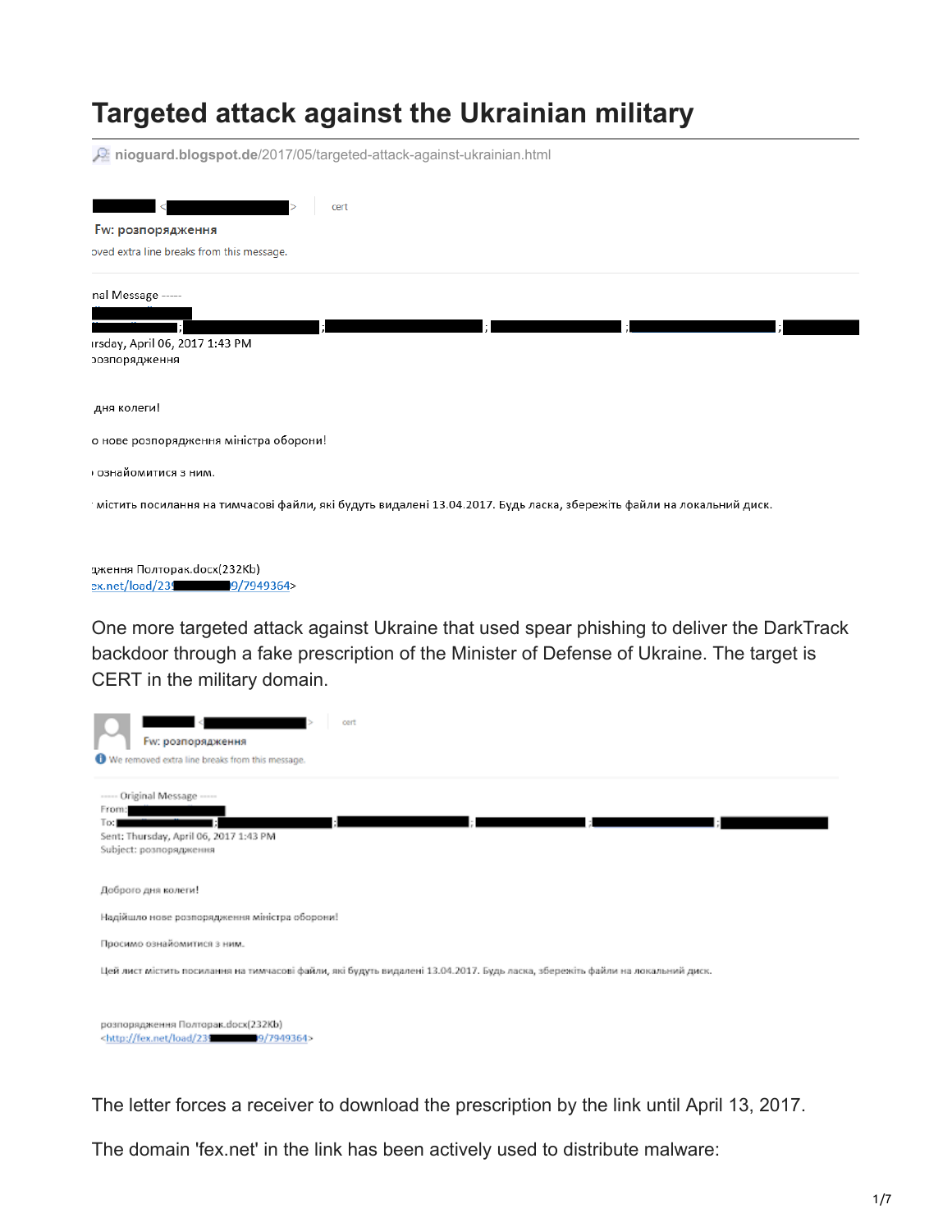# Targeted attack against the Ukrainian military

nioguard.blogspot.de/2017/05/targeted-attack-against-ukrainian.html

cert

Fw: розпорядження

oved extra line breaks from this message.

nal Message -----

ırsday, April 06, 2017 1:43 PM

озпорядження

дня колеги!

о нове розпорядження міністра оборони!

ı ознайомитися з ним.

' містить посилання на тимчасові файли, які будуть видалені 13.04.2017. Будь ласка, збережіть файли на локальний диск.

дження Полторак.docx(232Kb)
ex.net/load/23█████9/7949364>

One more targeted attack against Ukraine that used spear phishing to deliver the DarkTrack backdoor through a fake prescription of the Minister of Defense of Ukraine. The target is CERT in the military domain.

cert

Fw: розпорядження

We removed extra line breaks from this message.

----- Original Message -----
From:
To:
Sent: Thursday, April 06, 2017 1:43 PM
Subject: розпорядження

Доброго дня колеги!

Надійшло нове розпорядження міністра оборони!

Просимо ознайомитися з ним.

Цей лист містить посилання на тимчасові файли, які будуть видалені 13.04.2017. Будь ласка, збережіть файли на локальний диск.

розпорядження Полторак.docx(232Kb)
<http://fex.net/load/23█████9/7949364>

The letter forces a receiver to download the prescription by the link until April 13, 2017.

The domain 'fex.net' in the link has been actively used to distribute malware: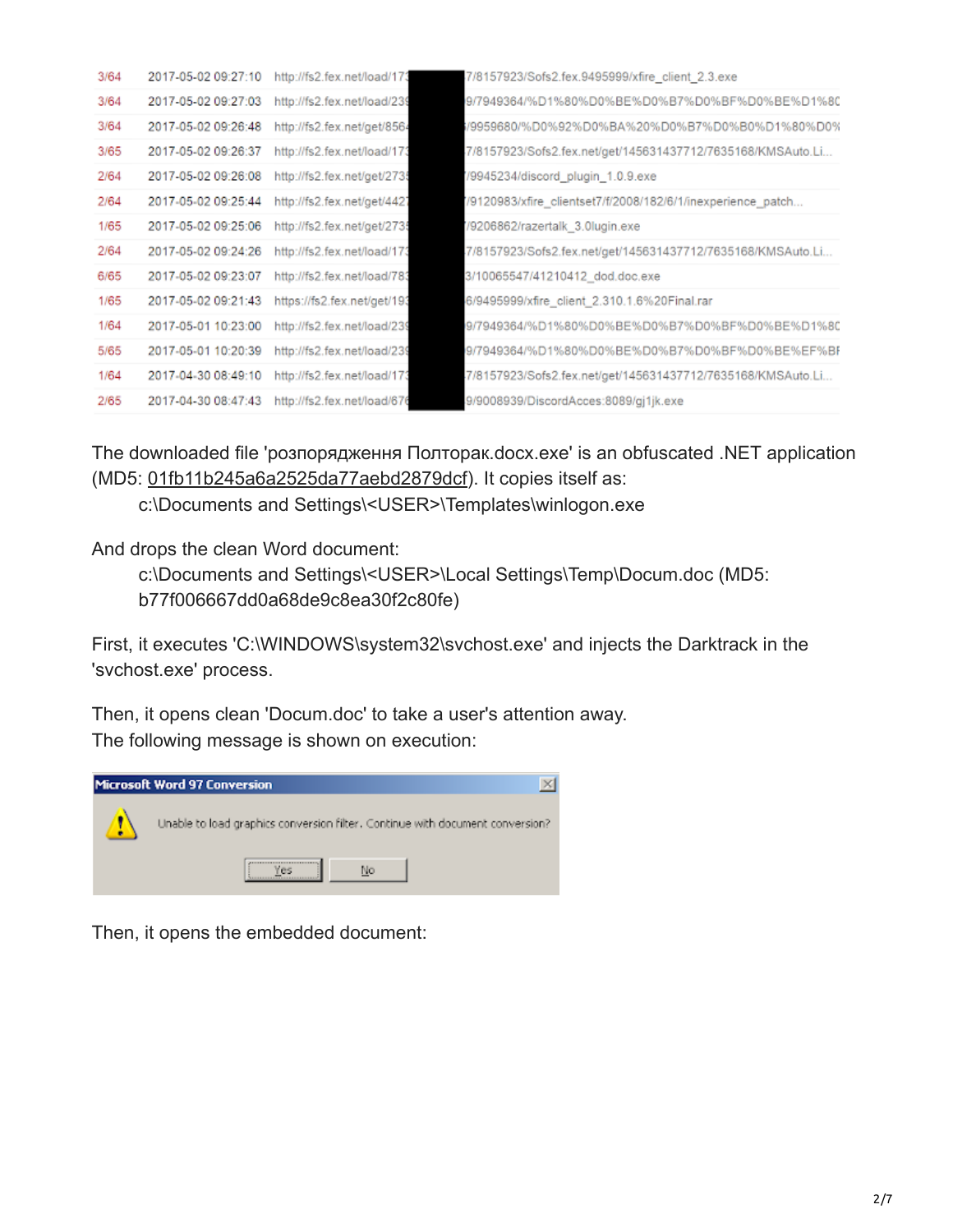| | | | |
|---|---|---|---|
| 3/64 | 2017-05-02 09:27:10 | http://fs2.fex.net/load/17 | 7/8157923/Sofs2.fex.9495999/xfire_client_2.3.exe |
| 3/64 | 2017-05-02 09:27:03 | http://fs2.fex.net/load/23 | 9/7949364/%D1%80%D0%BE%D0%B7%D0%BF%D0%BE%D1%80 |
| 3/64 | 2017-05-02 09:26:48 | http://fs2.fex.net/get/856 | /9959680/%D0%92%D0%BA%20%D0%B7%D0%B0%D1%80%D0% |
| 3/65 | 2017-05-02 09:26:37 | http://fs2.fex.net/load/17 | 7/8157923/Sofs2.fex.net/get/145631437712/7635168/KMSAuto.Li... |
| 2/64 | 2017-05-02 09:26:08 | http://fs2.fex.net/get/273 | /9945234/discord_plugin_1.0.9.exe |
| 2/64 | 2017-05-02 09:25:44 | http://fs2.fex.net/get/442 | /9120983/xfire_clientset7/f/2008/182/6/1/inexperience_patch... |
| 1/65 | 2017-05-02 09:25:06 | http://fs2.fex.net/get/273 | /9206862/razertalk_3.0lugin.exe |
| 2/64 | 2017-05-02 09:24:26 | http://fs2.fex.net/load/17 | 7/8157923/Sofs2.fex.net/get/145631437712/7635168/KMSAuto.Li... |
| 6/65 | 2017-05-02 09:23:07 | http://fs2.fex.net/load/78 | 3/10065547/41210412_dod.doc.exe |
| 1/65 | 2017-05-02 09:21:43 | https://fs2.fex.net/get/19 | 6/9495999/xfire_client_2.310.1.6%20Final.rar |
| 1/64 | 2017-05-01 10:23:00 | http://fs2.fex.net/load/23 | 9/7949364/%D1%80%D0%BE%D0%B7%D0%BF%D0%BE%D1%80 |
| 5/65 | 2017-05-01 10:20:39 | http://fs2.fex.net/load/23 | 9/7949364/%D1%80%D0%BE%D0%B7%D0%BF%D0%BE%EF%BF |
| 1/64 | 2017-04-30 08:49:10 | http://fs2.fex.net/load/17 | 7/8157923/Sofs2.fex.net/get/145631437712/7635168/KMSAuto.Li... |
| 2/65 | 2017-04-30 08:47:43 | http://fs2.fex.net/load/67 | 9/9008939/DiscordAcces:8089/gj1jk.exe |

The downloaded file 'розпорядження Полторак.docx.exe' is an obfuscated .NET application (MD5: 01fb11b245a6a2525da77aebd2879dcf). It copies itself as:

c:\Documents and Settings\<USER>\Templates\winlogon.exe

And drops the clean Word document:

c:\Documents and Settings\<USER>\Local Settings\Temp\Docum.doc (MD5: b77f006667dd0a68de9c8ea30f2c80fe)

First, it executes 'C:\WINDOWS\system32\svchost.exe' and injects the Darktrack in the 'svchost.exe' process.

Then, it opens clean 'Docum.doc' to take a user's attention away.
The following message is shown on execution:

**Microsoft Word 97 Conversion**

Unable to load graphics conversion filter. Continue with document conversion?

Yes | No

Then, it opens the embedded document: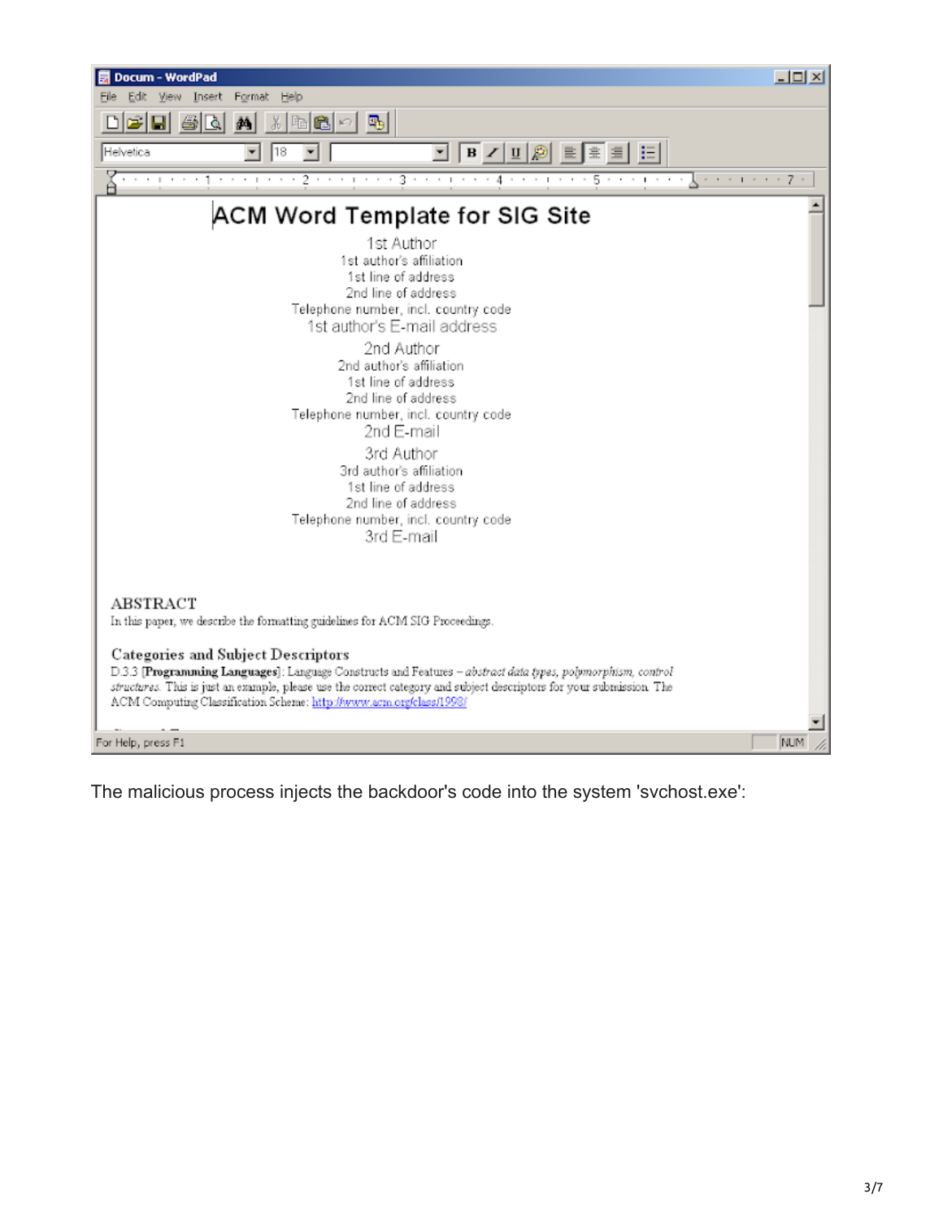The malicious process injects the backdoor's code into the system 'svchost.exe':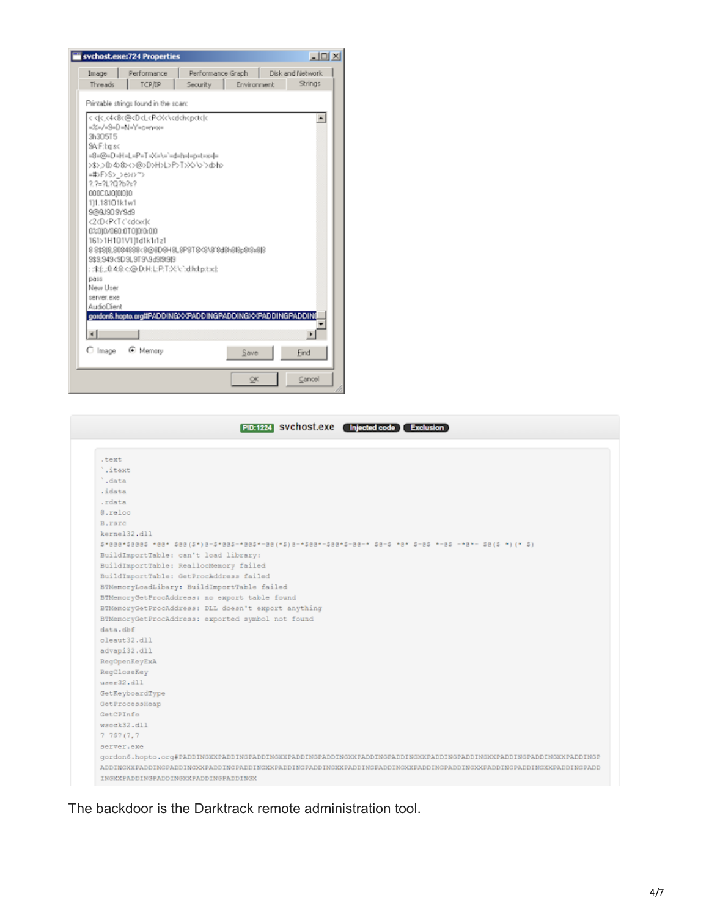svchost.exe:724 Properties

Printable strings found in the scan:

```
< <|<,<4<8<@<D<L<P<X<\<d<h<p<t<|<
=%=/=9=D=N=Y=c=n=x=
3h305T5
9A F.l:q:s<
=8=@=D=H=L=P=T=X=\=`=d=h=l=p=t=x=|=
>$>,>0>4>8><>@>D>H>L>P>T>X>\>`>d>h>
=#>F>S>_>e>i>~>
?.?=?L?Q?b?s?
000C0J0|0l0|0]0
1]1.1810 1k1w1
9@9J909Y9d9
<2<D<P<T<`<d<x<|<
0%0]0/060:0T0]0f0i0|0
161>1H101V1]1d1k1r1z1
8 8$8|8,8084888<8@8D8H8L8P8T8<8\8`8d8h8l8p8t8x8|8
9$9,949<9D9L9T9\9d9l9t9|9
: :$:(,:0:4:8:<:@:D:H:L:P:T:X:\:`:d:h:l:p:t:x:|:
pass
New User
server.exe
AudioClient
gordon6.hopto.org#PADDINGXXPADDINGPADDINGXXPADDINGPADDIN
```

PID:1224 svchost.exe Injected code Exclusion

```
.text
`.itext
`.data
.idata
.rdata
@.reloc
B.rsrc
kernel32.dll
BuildImportTable: can't load library:
BuildImportTable: ReallocMemory failed
BuildImportTable: GetProcAddress failed
BTMemoryLoadLibary: BuildImportTable failed
BTMemoryGetProcAddress: no export table found
BTMemoryGetProcAddress: DLL doesn't export anything
BTMemoryGetProcAddress: exported symbol not found
data.dbf
oleaut32.dll
advapi32.dll
RegOpenKeyExA
RegCloseKey
user32.dll
GetKeyboardType
GetProcessHeap
GetCPInfo
wsock32.dll
7 7$7(7,7
server.exe
gordon6.hopto.org#PADDINGXXPADDINGPADDINGXXPADDINGPADDINGXXPADDINGPADDINGXXPADDINGPADDINGXXPADDINGPADDINGXXPADDINGP
ADDINGXXPADDINGPADDINGXXPADDINGPADDINGXXPADDINGPADDINGXXPADDINGPADDINGXXPADDINGPADDINGXXPADDINGPADDINGXXPADDINGPADD
INGXXPADDINGPADDINGXXPADDINGPADDINGX
```

The backdoor is the Darktrack remote administration tool.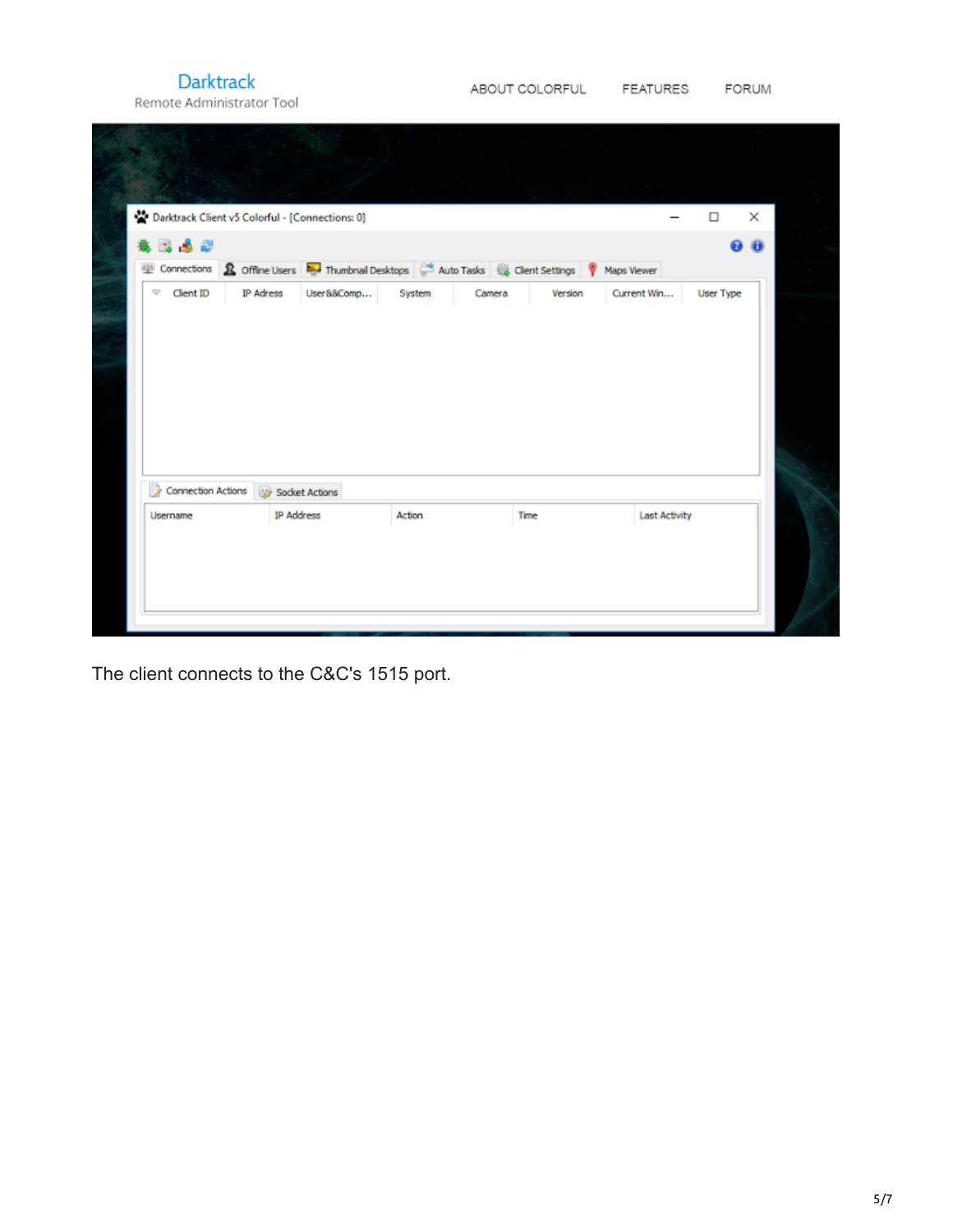The client connects to the C&C's 1515 port.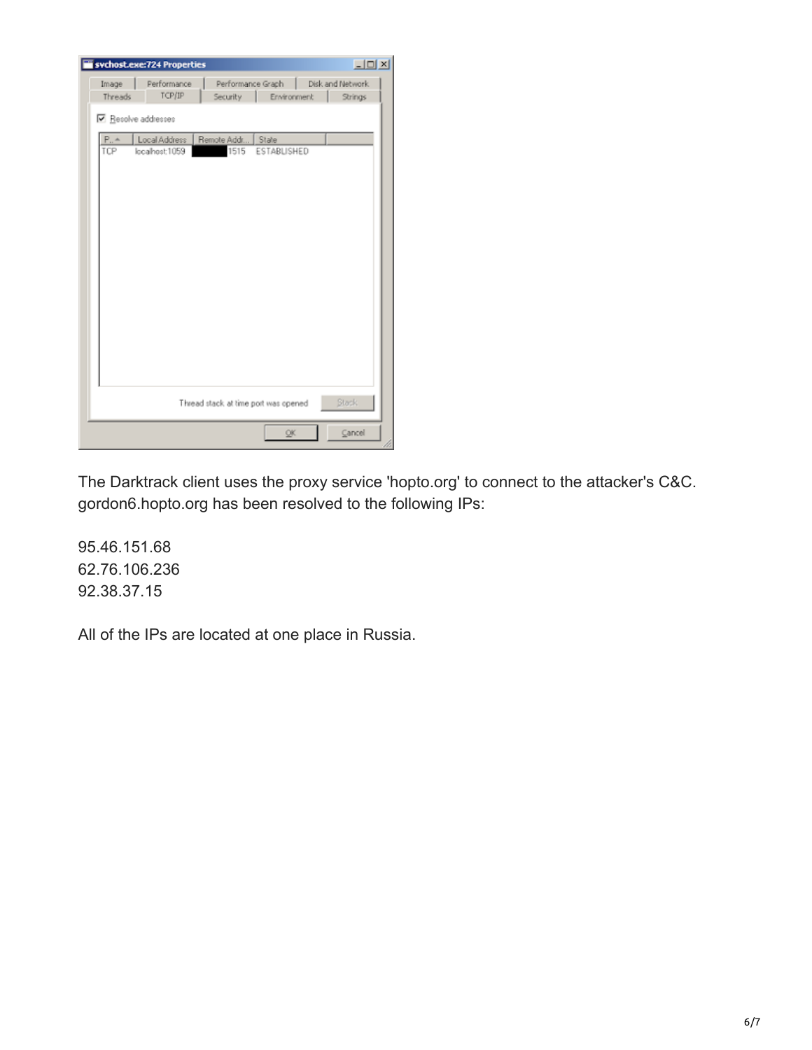The Darktrack client uses the proxy service 'hopto.org' to connect to the attacker's C&C. gordon6.hopto.org has been resolved to the following IPs:

95.46.151.68
62.76.106.236
92.38.37.15

All of the IPs are located at one place in Russia.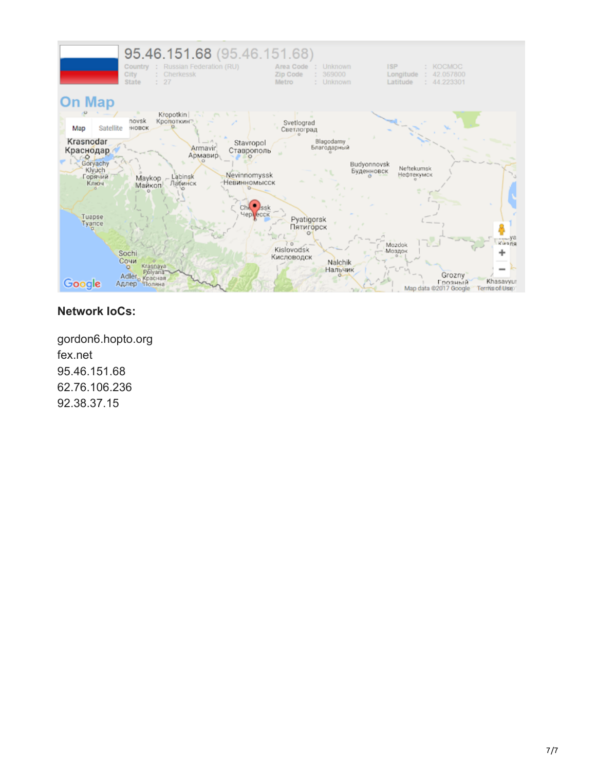**Network IoCs:**

gordon6.hopto.org
fex.net
95.46.151.68
62.76.106.236
92.38.37.15